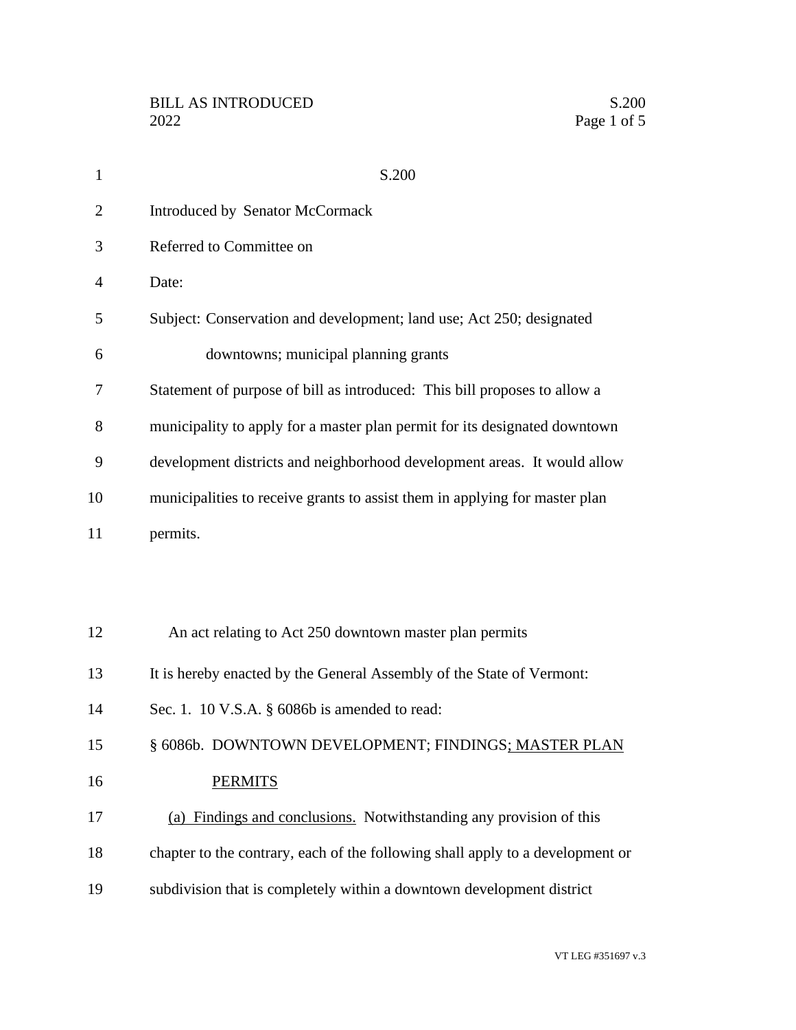S.200

Introduced by Senator McCormack

Referred to Committee on

Date:

Subject: Conservation and development; land use; Act 250; designated downtowns; municipal planning grants

Statement of purpose of bill as introduced: This bill proposes to allow a municipality to apply for a master plan permit for its designated downtown development districts and neighborhood development areas. It would allow municipalities to receive grants to assist them in applying for master plan permits.

An act relating to Act 250 downtown master plan permits

It is hereby enacted by the General Assembly of the State of Vermont:

Sec. 1. 10 V.S.A. § 6086b is amended to read:

§ 6086b. DOWNTOWN DEVELOPMENT; FINDINGS<u>; MASTER PLAN PERMITS</u>

<u>(a) Findings and conclusions.</u> Notwithstanding any provision of this chapter to the contrary, each of the following shall apply to a development or subdivision that is completely within a downtown development district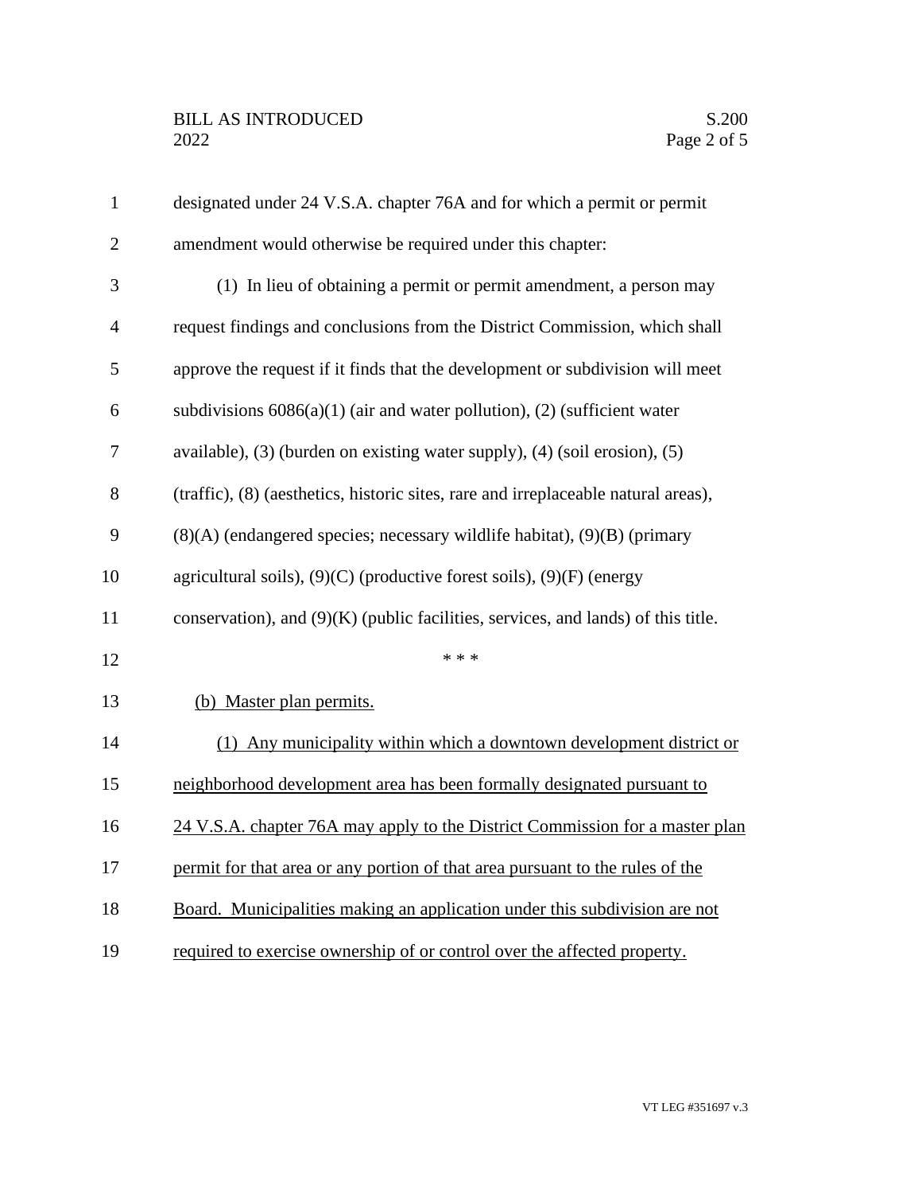designated under 24 V.S.A. chapter 76A and for which a permit or permit amendment would otherwise be required under this chapter:

(1) In lieu of obtaining a permit or permit amendment, a person may request findings and conclusions from the District Commission, which shall approve the request if it finds that the development or subdivision will meet subdivisions 6086(a)(1) (air and water pollution), (2) (sufficient water available), (3) (burden on existing water supply), (4) (soil erosion), (5) (traffic), (8) (aesthetics, historic sites, rare and irreplaceable natural areas), (8)(A) (endangered species; necessary wildlife habitat), (9)(B) (primary agricultural soils), (9)(C) (productive forest soils), (9)(F) (energy conservation), and (9)(K) (public facilities, services, and lands) of this title.

\* \* \*

<u>(b) Master plan permits.</u>

<u>(1) Any municipality within which a downtown development district or neighborhood development area has been formally designated pursuant to 24 V.S.A. chapter 76A may apply to the District Commission for a master plan permit for that area or any portion of that area pursuant to the rules of the Board. Municipalities making an application under this subdivision are not required to exercise ownership of or control over the affected property.</u>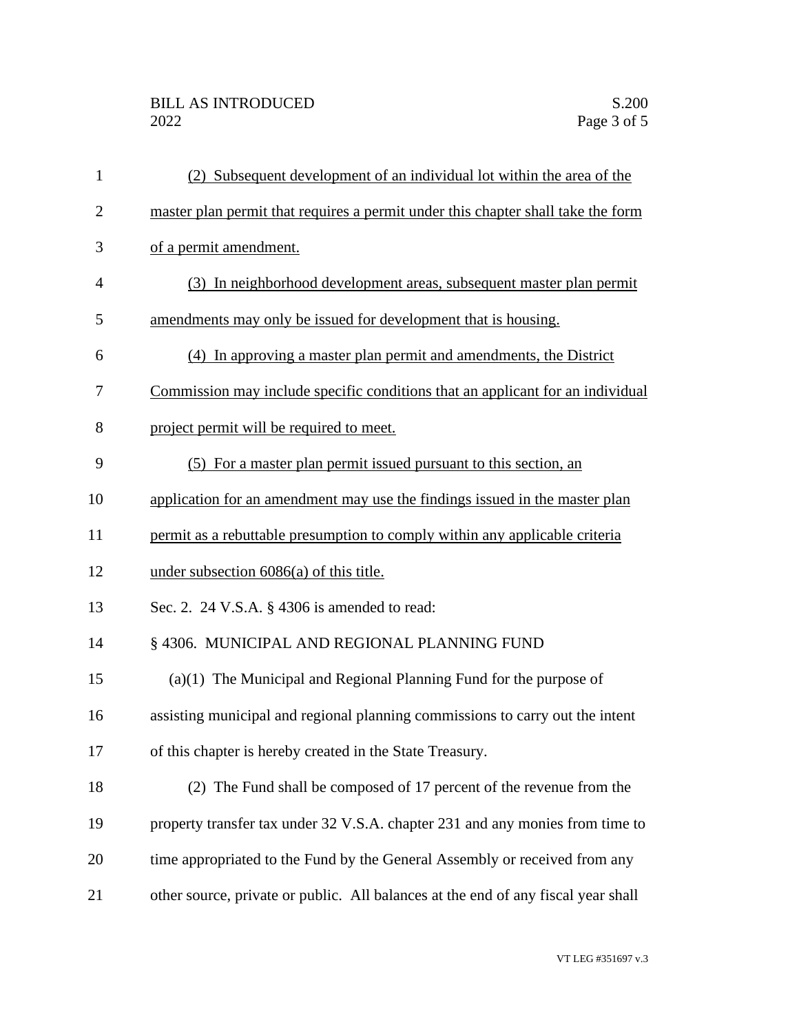(2) Subsequent development of an individual lot within the area of the master plan permit that requires a permit under this chapter shall take the form of a permit amendment.

(3) In neighborhood development areas, subsequent master plan permit amendments may only be issued for development that is housing.

(4) In approving a master plan permit and amendments, the District Commission may include specific conditions that an applicant for an individual project permit will be required to meet.

(5) For a master plan permit issued pursuant to this section, an application for an amendment may use the findings issued in the master plan permit as a rebuttable presumption to comply within any applicable criteria under subsection 6086(a) of this title.

Sec. 2. 24 V.S.A. § 4306 is amended to read:

§ 4306. MUNICIPAL AND REGIONAL PLANNING FUND

(a)(1) The Municipal and Regional Planning Fund for the purpose of assisting municipal and regional planning commissions to carry out the intent of this chapter is hereby created in the State Treasury.

(2) The Fund shall be composed of 17 percent of the revenue from the property transfer tax under 32 V.S.A. chapter 231 and any monies from time to time appropriated to the Fund by the General Assembly or received from any other source, private or public. All balances at the end of any fiscal year shall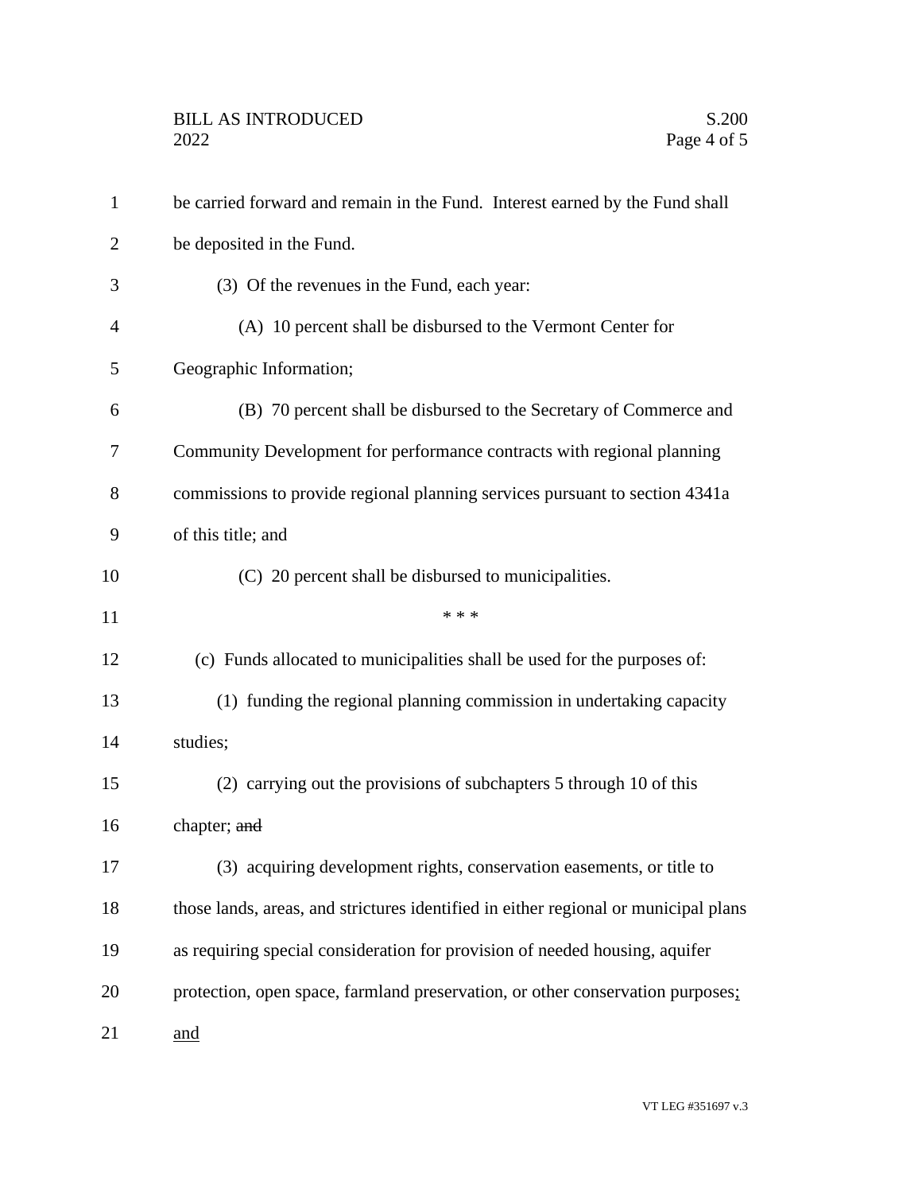be carried forward and remain in the Fund. Interest earned by the Fund shall be deposited in the Fund.

(3) Of the revenues in the Fund, each year:

(A) 10 percent shall be disbursed to the Vermont Center for Geographic Information;

(B) 70 percent shall be disbursed to the Secretary of Commerce and Community Development for performance contracts with regional planning commissions to provide regional planning services pursuant to section 4341a of this title; and

(C) 20 percent shall be disbursed to municipalities.

\* \* \*

(c) Funds allocated to municipalities shall be used for the purposes of:

(1) funding the regional planning commission in undertaking capacity studies;

(2) carrying out the provisions of subchapters 5 through 10 of this chapter; ~~and~~

(3) acquiring development rights, conservation easements, or title to those lands, areas, and strictures identified in either regional or municipal plans as requiring special consideration for provision of needed housing, aquifer protection, open space, farmland preservation, or other conservation purposes<u>;</u> <u>and</u>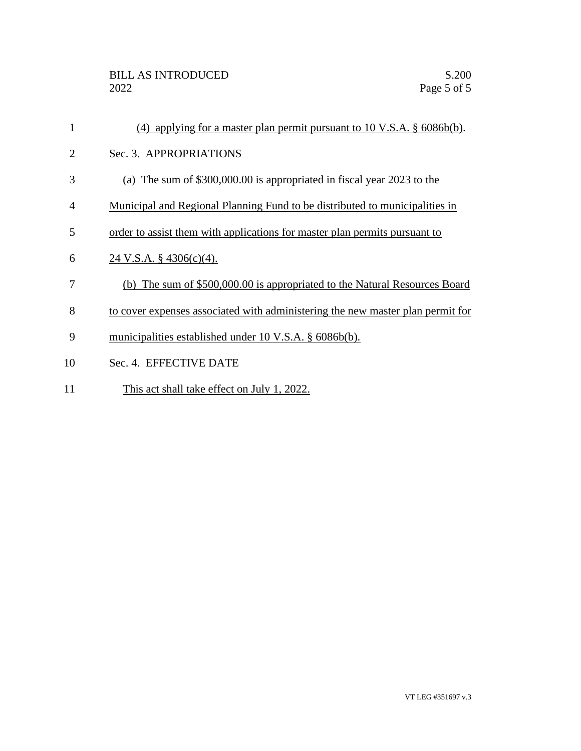(4) applying for a master plan permit pursuant to 10 V.S.A. § 6086b(b).

Sec. 3. APPROPRIATIONS

(a) The sum of $300,000.00 is appropriated in fiscal year 2023 to the Municipal and Regional Planning Fund to be distributed to municipalities in order to assist them with applications for master plan permits pursuant to 24 V.S.A. § 4306(c)(4).

(b) The sum of $500,000.00 is appropriated to the Natural Resources Board to cover expenses associated with administering the new master plan permit for municipalities established under 10 V.S.A. § 6086b(b).

Sec. 4. EFFECTIVE DATE

This act shall take effect on July 1, 2022.